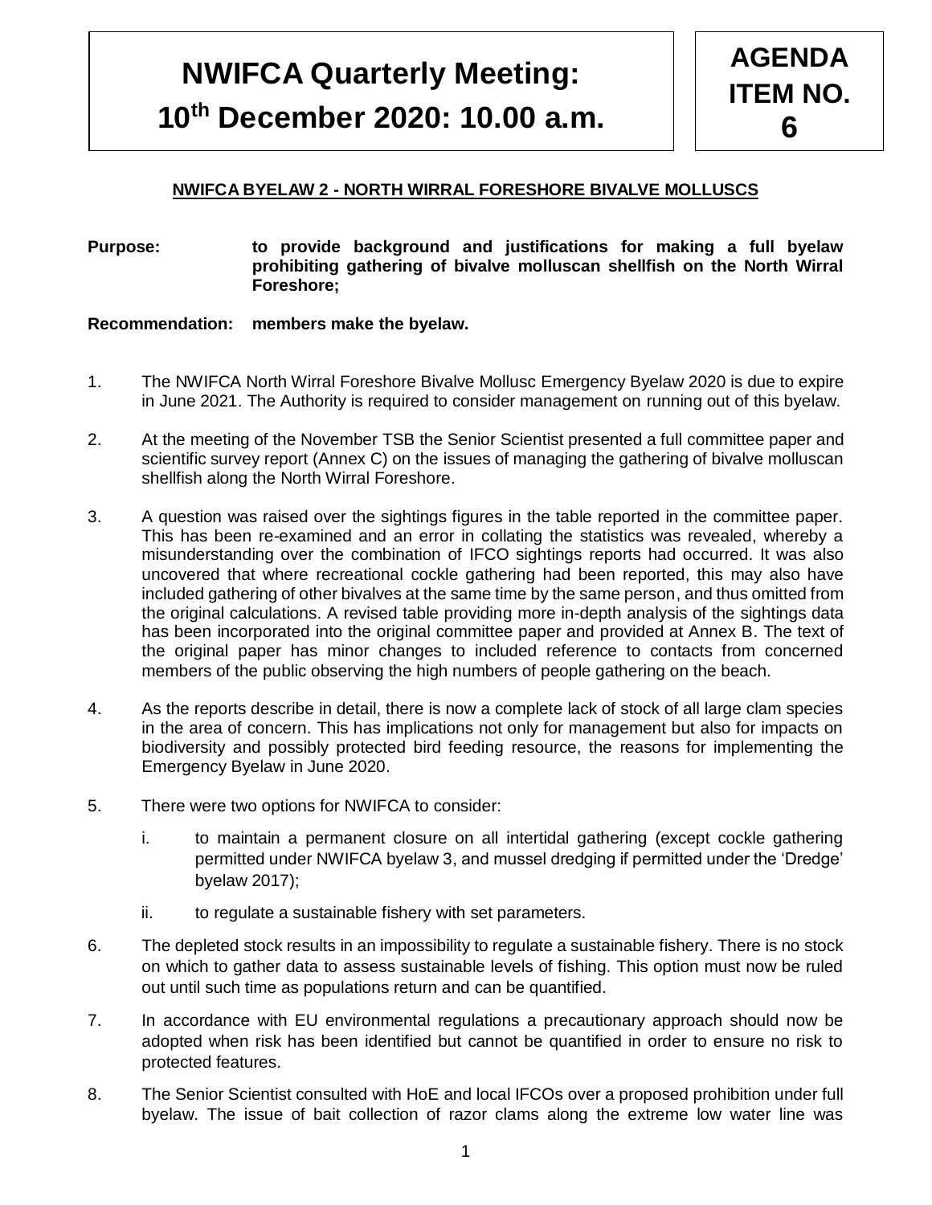# NWIFCA Quarterly Meeting: 10th December 2020: 10.00 a.m.

**AGENDA ITEM NO. 6**

## NWIFCA BYELAW 2 - NORTH WIRRAL FORESHORE BIVALVE MOLLUSCS

**Purpose:** **to provide background and justifications for making a full byelaw prohibiting gathering of bivalve molluscan shellfish on the North Wirral Foreshore;**

**Recommendation:** **members make the byelaw.**

1. The NWIFCA North Wirral Foreshore Bivalve Mollusc Emergency Byelaw 2020 is due to expire in June 2021. The Authority is required to consider management on running out of this byelaw.

2. At the meeting of the November TSB the Senior Scientist presented a full committee paper and scientific survey report (Annex C) on the issues of managing the gathering of bivalve molluscan shellfish along the North Wirral Foreshore.

3. A question was raised over the sightings figures in the table reported in the committee paper. This has been re-examined and an error in collating the statistics was revealed, whereby a misunderstanding over the combination of IFCO sightings reports had occurred. It was also uncovered that where recreational cockle gathering had been reported, this may also have included gathering of other bivalves at the same time by the same person, and thus omitted from the original calculations. A revised table providing more in-depth analysis of the sightings data has been incorporated into the original committee paper and provided at Annex B. The text of the original paper has minor changes to included reference to contacts from concerned members of the public observing the high numbers of people gathering on the beach.

4. As the reports describe in detail, there is now a complete lack of stock of all large clam species in the area of concern. This has implications not only for management but also for impacts on biodiversity and possibly protected bird feeding resource, the reasons for implementing the Emergency Byelaw in June 2020.

5. There were two options for NWIFCA to consider:

   i. to maintain a permanent closure on all intertidal gathering (except cockle gathering permitted under NWIFCA byelaw 3, and mussel dredging if permitted under the 'Dredge' byelaw 2017);

   ii. to regulate a sustainable fishery with set parameters.

6. The depleted stock results in an impossibility to regulate a sustainable fishery. There is no stock on which to gather data to assess sustainable levels of fishing. This option must now be ruled out until such time as populations return and can be quantified.

7. In accordance with EU environmental regulations a precautionary approach should now be adopted when risk has been identified but cannot be quantified in order to ensure no risk to protected features.

8. The Senior Scientist consulted with HoE and local IFCOs over a proposed prohibition under full byelaw. The issue of bait collection of razor clams along the extreme low water line was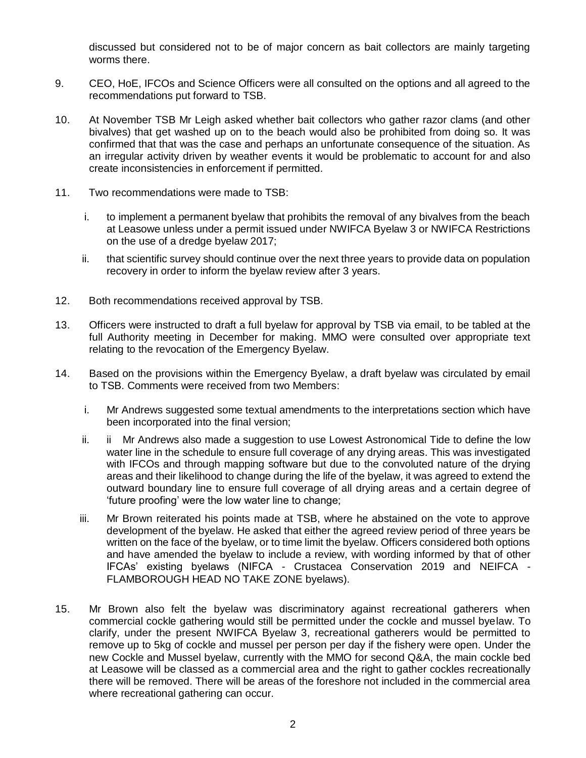discussed but considered not to be of major concern as bait collectors are mainly targeting worms there.

9. CEO, HoE, IFCOs and Science Officers were all consulted on the options and all agreed to the recommendations put forward to TSB.

10. At November TSB Mr Leigh asked whether bait collectors who gather razor clams (and other bivalves) that get washed up on to the beach would also be prohibited from doing so. It was confirmed that that was the case and perhaps an unfortunate consequence of the situation. As an irregular activity driven by weather events it would be problematic to account for and also create inconsistencies in enforcement if permitted.

11. Two recommendations were made to TSB:

    i. to implement a permanent byelaw that prohibits the removal of any bivalves from the beach at Leasowe unless under a permit issued under NWIFCA Byelaw 3 or NWIFCA Restrictions on the use of a dredge byelaw 2017;

    ii. that scientific survey should continue over the next three years to provide data on population recovery in order to inform the byelaw review after 3 years.

12. Both recommendations received approval by TSB.

13. Officers were instructed to draft a full byelaw for approval by TSB via email, to be tabled at the full Authority meeting in December for making. MMO were consulted over appropriate text relating to the revocation of the Emergency Byelaw.

14. Based on the provisions within the Emergency Byelaw, a draft byelaw was circulated by email to TSB. Comments were received from two Members:

    i. Mr Andrews suggested some textual amendments to the interpretations section which have been incorporated into the final version;

    ii. ii Mr Andrews also made a suggestion to use Lowest Astronomical Tide to define the low water line in the schedule to ensure full coverage of any drying areas. This was investigated with IFCOs and through mapping software but due to the convoluted nature of the drying areas and their likelihood to change during the life of the byelaw, it was agreed to extend the outward boundary line to ensure full coverage of all drying areas and a certain degree of 'future proofing' were the low water line to change;

    iii. Mr Brown reiterated his points made at TSB, where he abstained on the vote to approve development of the byelaw. He asked that either the agreed review period of three years be written on the face of the byelaw, or to time limit the byelaw. Officers considered both options and have amended the byelaw to include a review, with wording informed by that of other IFCAs' existing byelaws (NIFCA - Crustacea Conservation 2019 and NEIFCA - FLAMBOROUGH HEAD NO TAKE ZONE byelaws).

15. Mr Brown also felt the byelaw was discriminatory against recreational gatherers when commercial cockle gathering would still be permitted under the cockle and mussel byelaw. To clarify, under the present NWIFCA Byelaw 3, recreational gatherers would be permitted to remove up to 5kg of cockle and mussel per person per day if the fishery were open. Under the new Cockle and Mussel byelaw, currently with the MMO for second Q&A, the main cockle bed at Leasowe will be classed as a commercial area and the right to gather cockles recreationally there will be removed. There will be areas of the foreshore not included in the commercial area where recreational gathering can occur.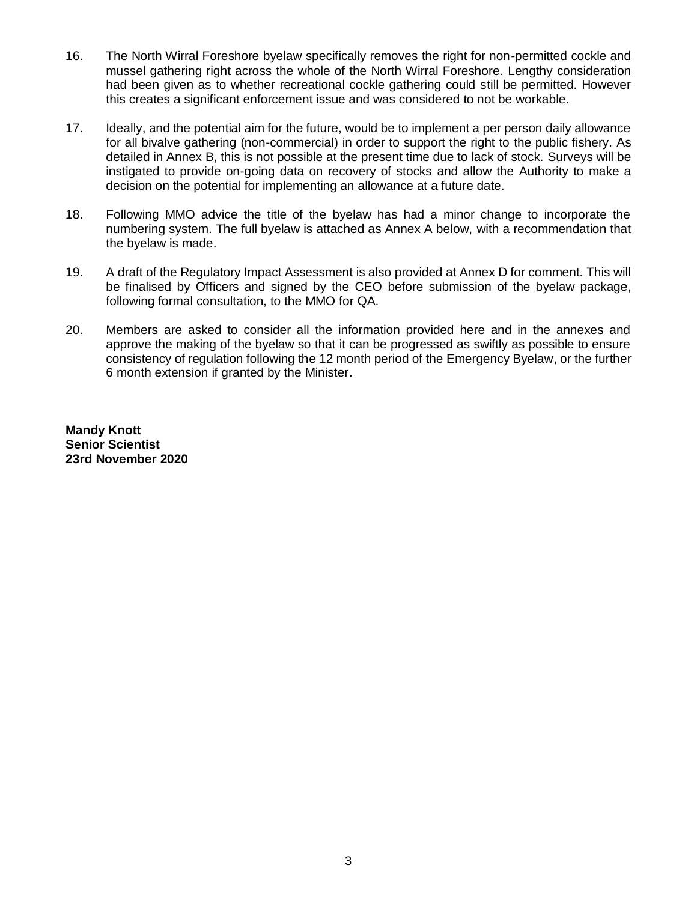16. The North Wirral Foreshore byelaw specifically removes the right for non-permitted cockle and mussel gathering right across the whole of the North Wirral Foreshore. Lengthy consideration had been given as to whether recreational cockle gathering could still be permitted. However this creates a significant enforcement issue and was considered to not be workable.

17. Ideally, and the potential aim for the future, would be to implement a per person daily allowance for all bivalve gathering (non-commercial) in order to support the right to the public fishery. As detailed in Annex B, this is not possible at the present time due to lack of stock. Surveys will be instigated to provide on-going data on recovery of stocks and allow the Authority to make a decision on the potential for implementing an allowance at a future date.

18. Following MMO advice the title of the byelaw has had a minor change to incorporate the numbering system. The full byelaw is attached as Annex A below, with a recommendation that the byelaw is made.

19. A draft of the Regulatory Impact Assessment is also provided at Annex D for comment. This will be finalised by Officers and signed by the CEO before submission of the byelaw package, following formal consultation, to the MMO for QA.

20. Members are asked to consider all the information provided here and in the annexes and approve the making of the byelaw so that it can be progressed as swiftly as possible to ensure consistency of regulation following the 12 month period of the Emergency Byelaw, or the further 6 month extension if granted by the Minister.

**Mandy Knott**
**Senior Scientist**
**23rd November 2020**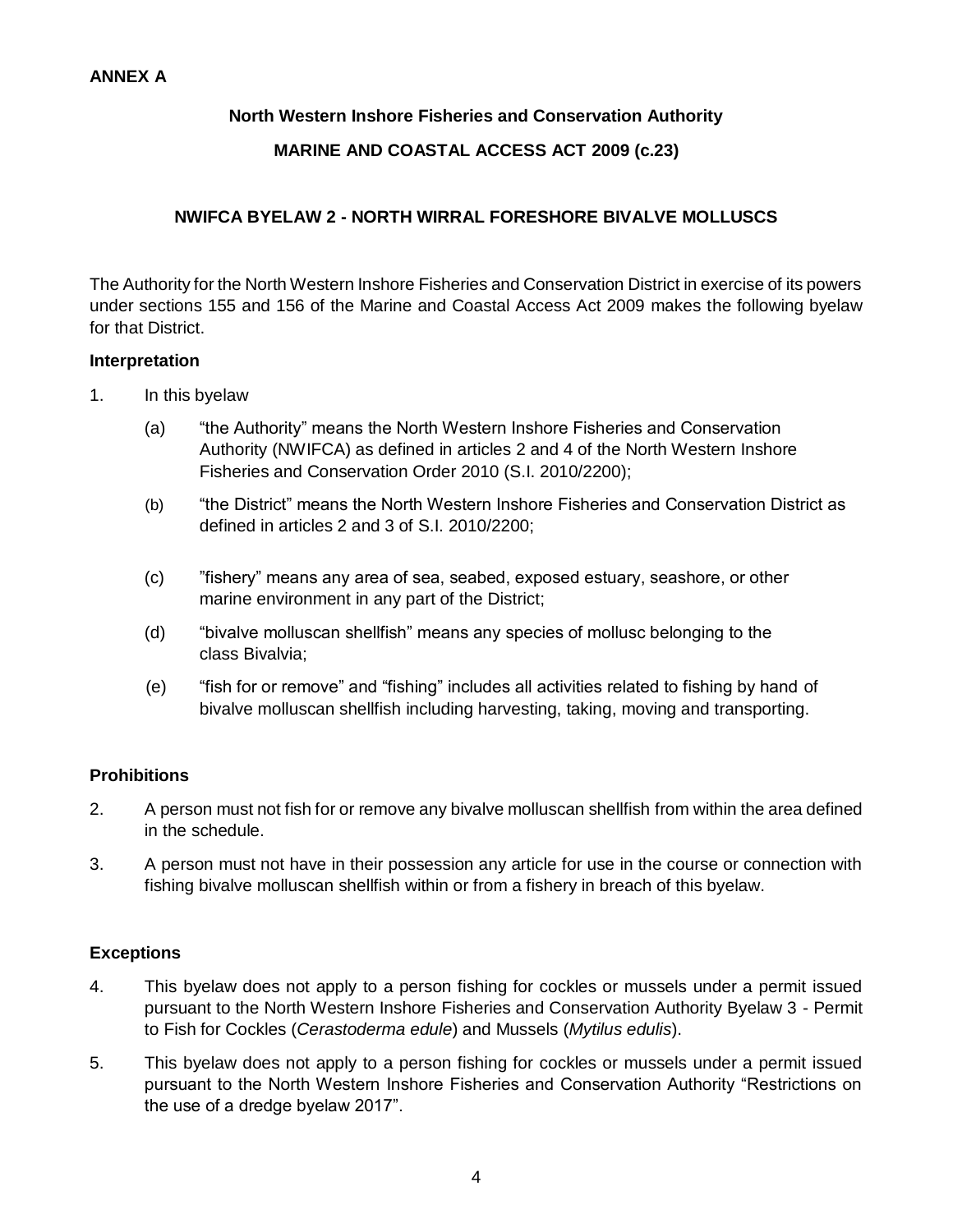**ANNEX A**

**North Western Inshore Fisheries and Conservation Authority**

**MARINE AND COASTAL ACCESS ACT 2009 (c.23)**

**NWIFCA BYELAW 2 - NORTH WIRRAL FORESHORE BIVALVE MOLLUSCS**

The Authority for the North Western Inshore Fisheries and Conservation District in exercise of its powers under sections 155 and 156 of the Marine and Coastal Access Act 2009 makes the following byelaw for that District.

**Interpretation**

1. In this byelaw

   (a) "the Authority" means the North Western Inshore Fisheries and Conservation Authority (NWIFCA) as defined in articles 2 and 4 of the North Western Inshore Fisheries and Conservation Order 2010 (S.I. 2010/2200);

   (b) "the District" means the North Western Inshore Fisheries and Conservation District as defined in articles 2 and 3 of S.I. 2010/2200;

   (c) "fishery" means any area of sea, seabed, exposed estuary, seashore, or other marine environment in any part of the District;

   (d) "bivalve molluscan shellfish" means any species of mollusc belonging to the class Bivalvia;

   (e) "fish for or remove" and "fishing" includes all activities related to fishing by hand of bivalve molluscan shellfish including harvesting, taking, moving and transporting.

**Prohibitions**

2. A person must not fish for or remove any bivalve molluscan shellfish from within the area defined in the schedule.

3. A person must not have in their possession any article for use in the course or connection with fishing bivalve molluscan shellfish within or from a fishery in breach of this byelaw.

**Exceptions**

4. This byelaw does not apply to a person fishing for cockles or mussels under a permit issued pursuant to the North Western Inshore Fisheries and Conservation Authority Byelaw 3 - Permit to Fish for Cockles (*Cerastoderma edule*) and Mussels (*Mytilus edulis*).

5. This byelaw does not apply to a person fishing for cockles or mussels under a permit issued pursuant to the North Western Inshore Fisheries and Conservation Authority "Restrictions on the use of a dredge byelaw 2017".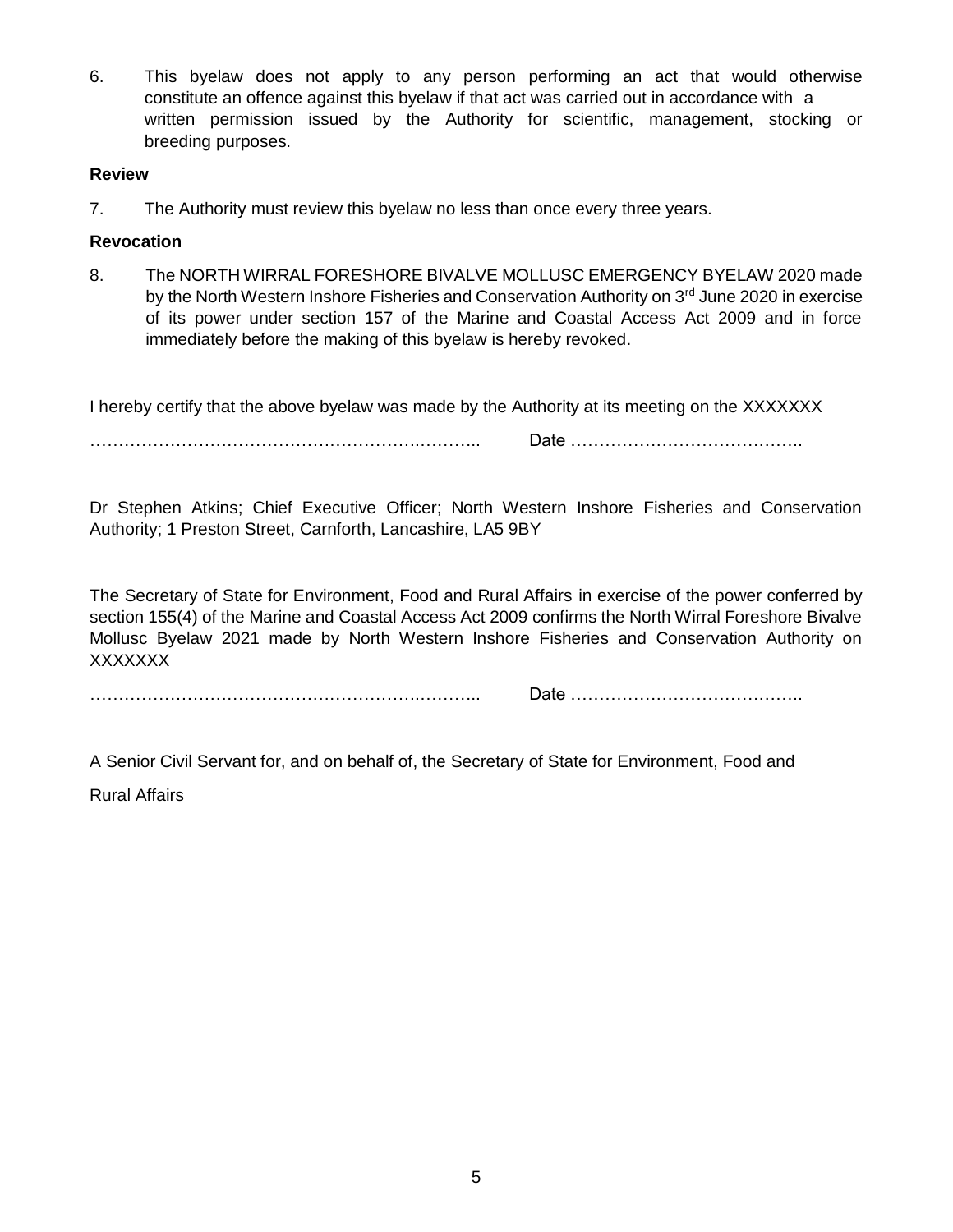6. This byelaw does not apply to any person performing an act that would otherwise constitute an offence against this byelaw if that act was carried out in accordance with a written permission issued by the Authority for scientific, management, stocking or breeding purposes.

**Review**

7. The Authority must review this byelaw no less than once every three years.

**Revocation**

8. The NORTH WIRRAL FORESHORE BIVALVE MOLLUSC EMERGENCY BYELAW 2020 made by the North Western Inshore Fisheries and Conservation Authority on 3rd June 2020 in exercise of its power under section 157 of the Marine and Coastal Access Act 2009 and in force immediately before the making of this byelaw is hereby revoked.

I hereby certify that the above byelaw was made by the Authority at its meeting on the XXXXXXX

……………………………………………………….……….. Date ………………………………….

Dr Stephen Atkins; Chief Executive Officer; North Western Inshore Fisheries and Conservation Authority; 1 Preston Street, Carnforth, Lancashire, LA5 9BY

The Secretary of State for Environment, Food and Rural Affairs in exercise of the power conferred by section 155(4) of the Marine and Coastal Access Act 2009 confirms the North Wirral Foreshore Bivalve Mollusc Byelaw 2021 made by North Western Inshore Fisheries and Conservation Authority on XXXXXXX

……………………………………………………….……….. Date ………………………………….

A Senior Civil Servant for, and on behalf of, the Secretary of State for Environment, Food and Rural Affairs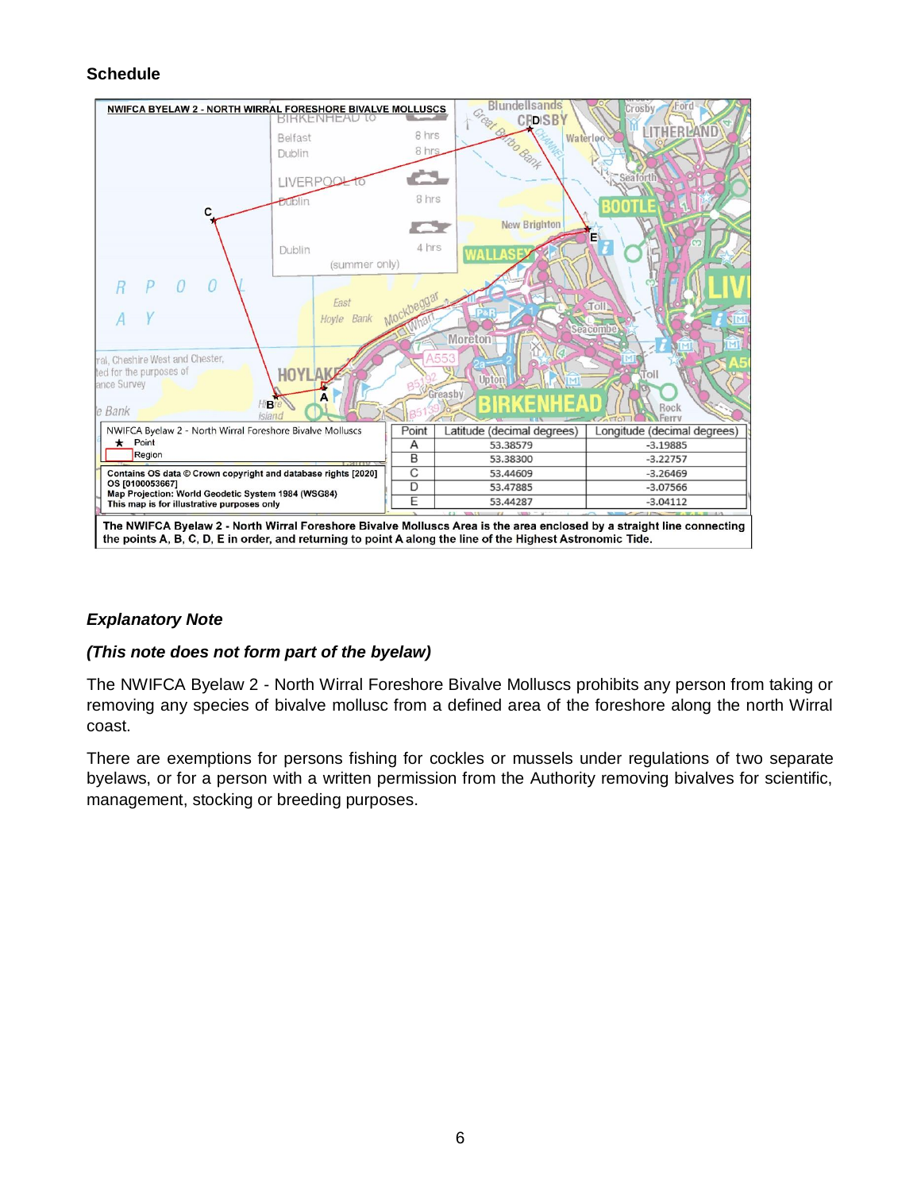**Schedule**

NWIFCA BYELAW 2 - NORTH WIRRAL FORESHORE BIVALVE MOLLUSCS

NWIFCA Byelaw 2 - North Wirral Foreshore Bivalve Molluscs

★ Point

Region

Contains OS data © Crown copyright and database rights [2020] OS [0100053667]
Map Projection: World Geodetic System 1984 (WSG84)
This map is for illustrative purposes only

| Point | Latitude (decimal degrees) | Longitude (decimal degrees) |
|---|---|---|
| A | 53.38579 | -3.19885 |
| B | 53.38300 | -3.22757 |
| C | 53.44609 | -3.26469 |
| D | 53.47885 | -3.07566 |
| E | 53.44287 | -3.04112 |

The NWIFCA Byelaw 2 - North Wirral Foreshore Bivalve Molluscs Area is the area enclosed by a straight line connecting the points A, B, C, D, E in order, and returning to point A along the line of the Highest Astronomic Tide.

***Explanatory Note***

***(This note does not form part of the byelaw)***

The NWIFCA Byelaw 2 - North Wirral Foreshore Bivalve Molluscs prohibits any person from taking or removing any species of bivalve mollusc from a defined area of the foreshore along the north Wirral coast.

There are exemptions for persons fishing for cockles or mussels under regulations of two separate byelaws, or for a person with a written permission from the Authority removing bivalves for scientific, management, stocking or breeding purposes.